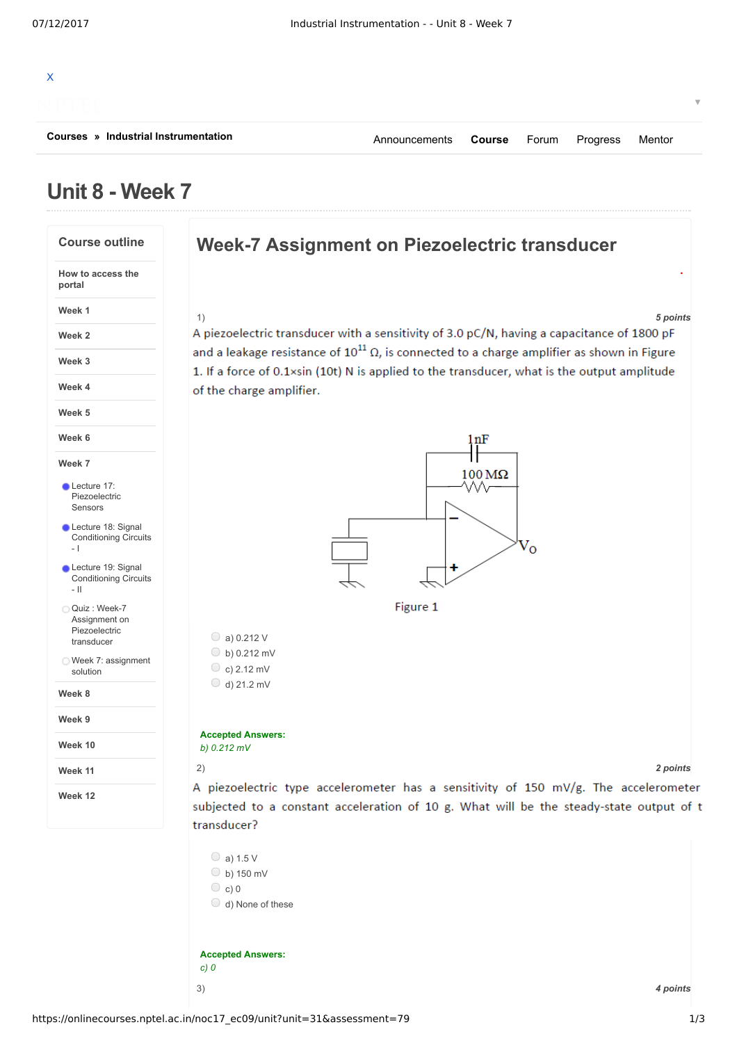X

Courses » Industrial Instrumentation

Announcements **Course** Forum Progress Mentor

# Unit 8 - Week 7

## Course outline

- How to access the portal
- Week 1
- Week 2
- Week 3
- Week 4
- Week 5
- Week 6
- Week 7
  - Lecture 17: Piezoelectric Sensors
  - Lecture 18: Signal Conditioning Circuits - I
  - Lecture 19: Signal Conditioning Circuits - II
  - Quiz : Week-7 Assignment on Piezoelectric transducer
  - Week 7: assignment solution
- Week 8
- Week 9
- Week 10
- Week 11
- Week 12

## Week-7 Assignment on Piezoelectric transducer

1) *5 points*

A piezoelectric transducer with a sensitivity of 3.0 pC/N, having a capacitance of 1800 pF and a leakage resistance of $10^{11}$ Ω, is connected to a charge amplifier as shown in Figure 1. If a force of 0.1×sin (10t) N is applied to the transducer, what is the output amplitude of the charge amplifier.

1nF

100 MΩ

$V_O$

Figure 1

- a) 0.212 V
- b) 0.212 mV
- c) 2.12 mV
- d) 21.2 mV

**Accepted Answers:**
*b) 0.212 mV*

2) *2 points*

A piezoelectric type accelerometer has a sensitivity of 150 mV/g. The accelerometer subjected to a constant acceleration of 10 g. What will be the steady-state output of t transducer?

- a) 1.5 V
- b) 150 mV
- c) 0
- d) None of these

**Accepted Answers:**
*c) 0*

3) *4 points*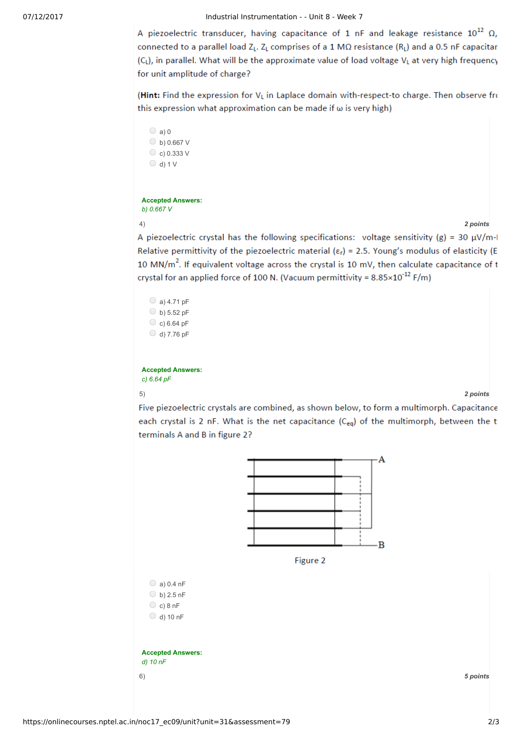A piezoelectric transducer, having capacitance of 1 nF and leakage resistance $10^{12}$ Ω, connected to a parallel load $Z_L$. $Z_L$ comprises of a 1 MΩ resistance ($R_L$) and a 0.5 nF capacitar ($C_L$), in parallel. What will be the approximate value of load voltage $V_L$ at very high frequency for unit amplitude of charge?

(**Hint:** Find the expression for $V_L$ in Laplace domain with-respect-to charge. Then observe fr this expression what approximation can be made if ω is very high)

- a) 0
- b) 0.667 V
- c) 0.333 V
- d) 1 V

**Accepted Answers:**
*b) 0.667 V*

4) **2 points**

A piezoelectric crystal has the following specifications: voltage sensitivity (g) = 30 μV/m-I Relative permittivity of the piezoelectric material ($\varepsilon_r$) = 2.5. Young's modulus of elasticity (E 10 MN/m$^2$. If equivalent voltage across the crystal is 10 mV, then calculate capacitance of t crystal for an applied force of 100 N. (Vacuum permittivity = $8.85\times10^{-12}$ F/m)

- a) 4.71 pF
- b) 5.52 pF
- c) 6.64 pF
- d) 7.76 pF

**Accepted Answers:**
*c) 6.64 pF*

5) **2 points**

Five piezoelectric crystals are combined, as shown below, to form a multimorph. Capacitance each crystal is 2 nF. What is the net capacitance ($C_{eq}$) of the multimorph, between the t terminals A and B in figure 2?

Figure 2

- a) 0.4 nF
- b) 2.5 nF
- c) 8 nF
- d) 10 nF

**Accepted Answers:**
*d) 10 nF*

6) **5 points**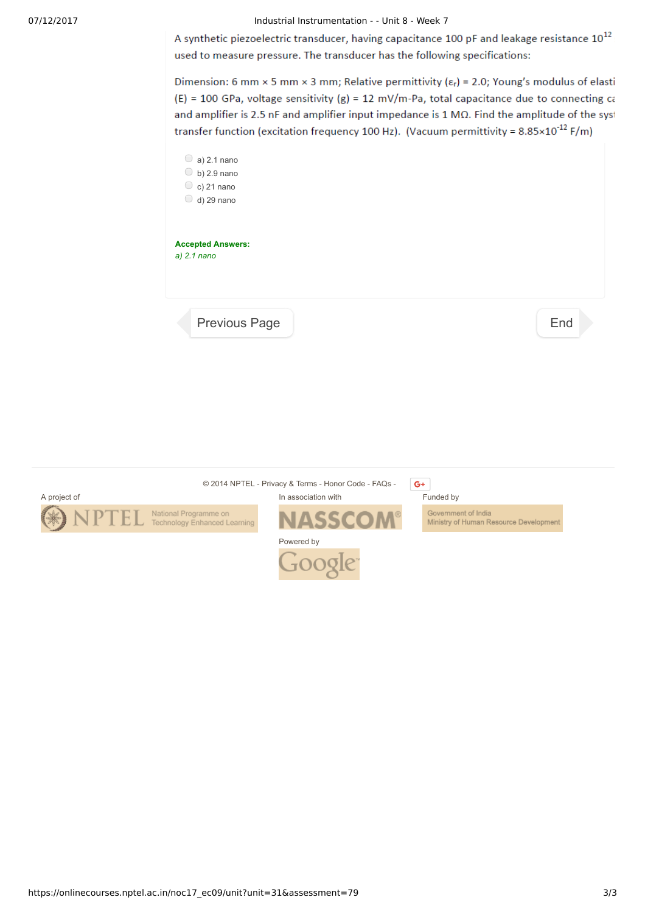A synthetic piezoelectric transducer, having capacitance 100 pF and leakage resistance $10^{12}$ used to measure pressure. The transducer has the following specifications:

Dimension: 6 mm × 5 mm × 3 mm; Relative permittivity ($\varepsilon_r$) = 2.0; Young's modulus of elasti (E) = 100 GPa, voltage sensitivity (g) = 12 mV/m-Pa, total capacitance due to connecting ca and amplifier is 2.5 nF and amplifier input impedance is 1 MΩ. Find the amplitude of the syst transfer function (excitation frequency 100 Hz). (Vacuum permittivity = $8.85\times10^{-12}$ F/m)

a) 2.1 nano
b) 2.9 nano
c) 21 nano
d) 29 nano

**Accepted Answers:**
*a) 2.1 nano*

Previous Page

End

© 2014 NPTEL - Privacy & Terms - Honor Code - FAQs -

A project of

NPTEL National Programme on Technology Enhanced Learning

In association with

NASSCOM®

Funded by

Government of India
Ministry of Human Resource Development

Powered by

Google